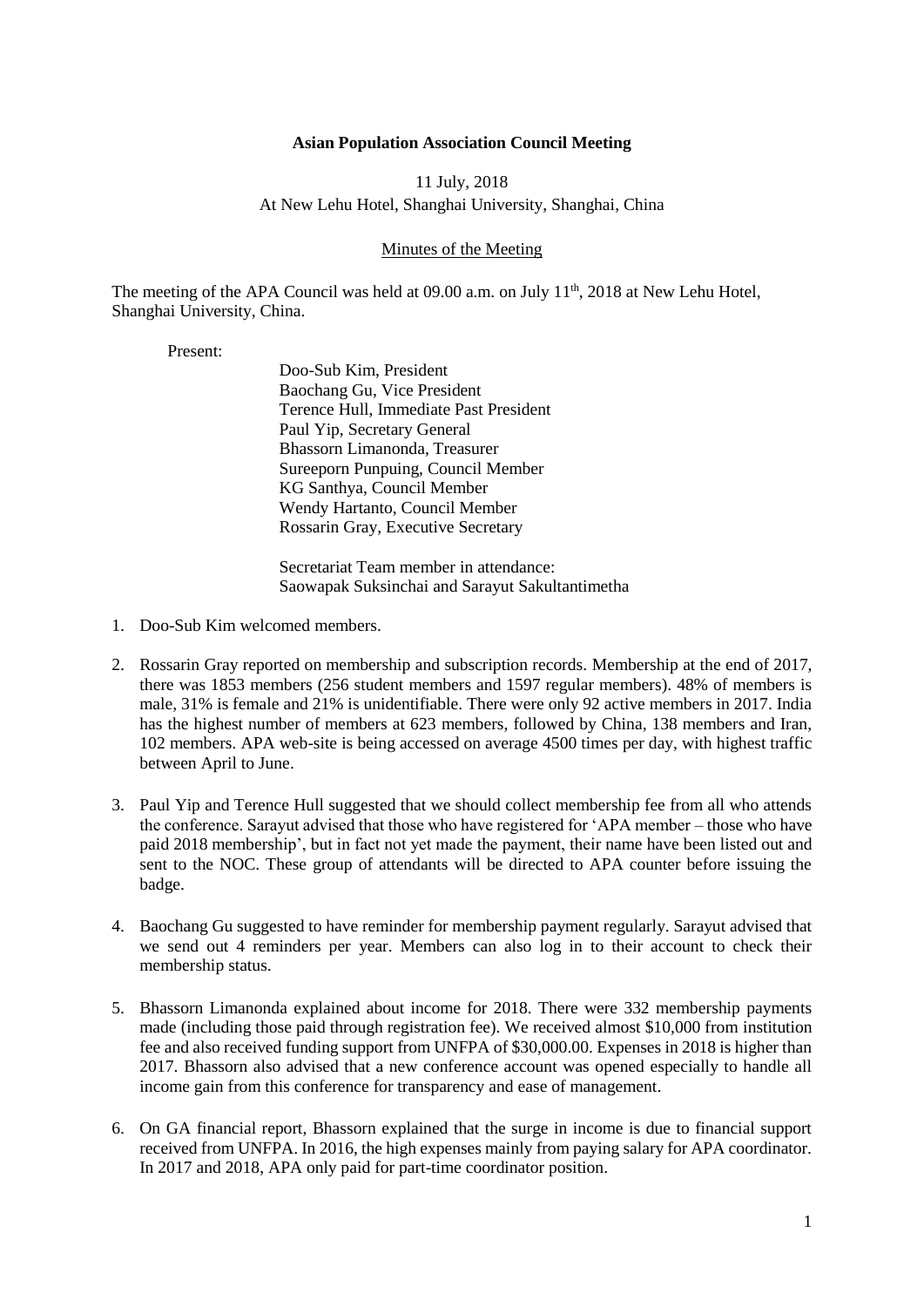**Asian Population Association Council Meeting**

11 July, 2018

At New Lehu Hotel, Shanghai University, Shanghai, China

Minutes of the Meeting

The meeting of the APA Council was held at 09.00 a.m. on July 11th, 2018 at New Lehu Hotel, Shanghai University, China.

Present:

Doo-Sub Kim, President
Baochang Gu, Vice President
Terence Hull, Immediate Past President
Paul Yip, Secretary General
Bhassorn Limanonda, Treasurer
Sureeporn Punpuing, Council Member
KG Santhya, Council Member
Wendy Hartanto, Council Member
Rossarin Gray, Executive Secretary

Secretariat Team member in attendance:
Saowapak Suksinchai and Sarayut Sakultantimetha

1. Doo-Sub Kim welcomed members.

2. Rossarin Gray reported on membership and subscription records. Membership at the end of 2017, there was 1853 members (256 student members and 1597 regular members). 48% of members is male, 31% is female and 21% is unidentifiable. There were only 92 active members in 2017. India has the highest number of members at 623 members, followed by China, 138 members and Iran, 102 members. APA web-site is being accessed on average 4500 times per day, with highest traffic between April to June.

3. Paul Yip and Terence Hull suggested that we should collect membership fee from all who attends the conference. Sarayut advised that those who have registered for 'APA member – those who have paid 2018 membership', but in fact not yet made the payment, their name have been listed out and sent to the NOC. These group of attendants will be directed to APA counter before issuing the badge.

4. Baochang Gu suggested to have reminder for membership payment regularly. Sarayut advised that we send out 4 reminders per year. Members can also log in to their account to check their membership status.

5. Bhassorn Limanonda explained about income for 2018. There were 332 membership payments made (including those paid through registration fee). We received almost $10,000 from institution fee and also received funding support from UNFPA of $30,000.00. Expenses in 2018 is higher than 2017. Bhassorn also advised that a new conference account was opened especially to handle all income gain from this conference for transparency and ease of management.

6. On GA financial report, Bhassorn explained that the surge in income is due to financial support received from UNFPA. In 2016, the high expenses mainly from paying salary for APA coordinator. In 2017 and 2018, APA only paid for part-time coordinator position.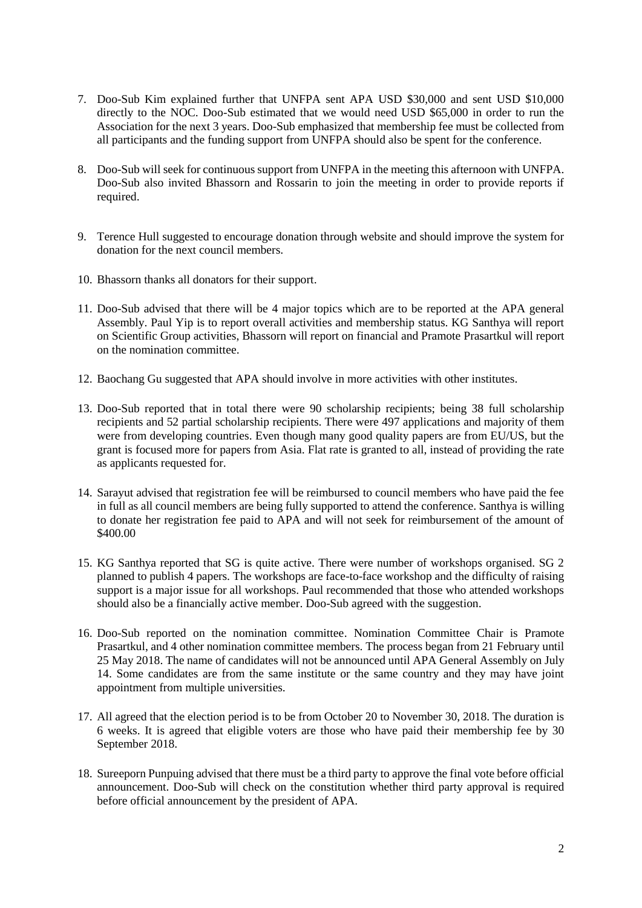7. Doo-Sub Kim explained further that UNFPA sent APA USD $30,000 and sent USD $10,000 directly to the NOC. Doo-Sub estimated that we would need USD $65,000 in order to run the Association for the next 3 years. Doo-Sub emphasized that membership fee must be collected from all participants and the funding support from UNFPA should also be spent for the conference.

8. Doo-Sub will seek for continuous support from UNFPA in the meeting this afternoon with UNFPA. Doo-Sub also invited Bhassorn and Rossarin to join the meeting in order to provide reports if required.

9. Terence Hull suggested to encourage donation through website and should improve the system for donation for the next council members.

10. Bhassorn thanks all donators for their support.

11. Doo-Sub advised that there will be 4 major topics which are to be reported at the APA general Assembly. Paul Yip is to report overall activities and membership status. KG Santhya will report on Scientific Group activities, Bhassorn will report on financial and Pramote Prasartkul will report on the nomination committee.

12. Baochang Gu suggested that APA should involve in more activities with other institutes.

13. Doo-Sub reported that in total there were 90 scholarship recipients; being 38 full scholarship recipients and 52 partial scholarship recipients. There were 497 applications and majority of them were from developing countries. Even though many good quality papers are from EU/US, but the grant is focused more for papers from Asia. Flat rate is granted to all, instead of providing the rate as applicants requested for.

14. Sarayut advised that registration fee will be reimbursed to council members who have paid the fee in full as all council members are being fully supported to attend the conference. Santhya is willing to donate her registration fee paid to APA and will not seek for reimbursement of the amount of $400.00

15. KG Santhya reported that SG is quite active. There were number of workshops organised. SG 2 planned to publish 4 papers. The workshops are face-to-face workshop and the difficulty of raising support is a major issue for all workshops. Paul recommended that those who attended workshops should also be a financially active member. Doo-Sub agreed with the suggestion.

16. Doo-Sub reported on the nomination committee. Nomination Committee Chair is Pramote Prasartkul, and 4 other nomination committee members. The process began from 21 February until 25 May 2018. The name of candidates will not be announced until APA General Assembly on July 14. Some candidates are from the same institute or the same country and they may have joint appointment from multiple universities.

17. All agreed that the election period is to be from October 20 to November 30, 2018. The duration is 6 weeks. It is agreed that eligible voters are those who have paid their membership fee by 30 September 2018.

18. Sureeporn Punpuing advised that there must be a third party to approve the final vote before official announcement. Doo-Sub will check on the constitution whether third party approval is required before official announcement by the president of APA.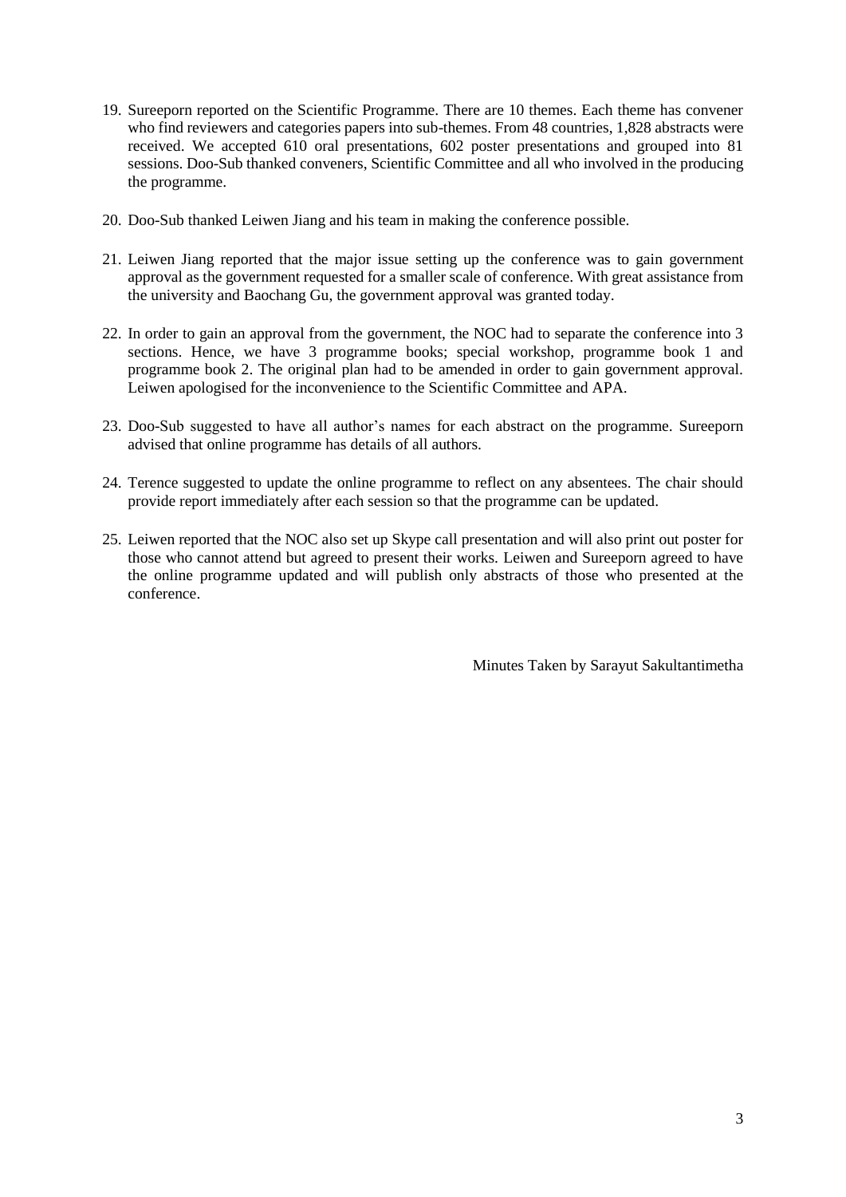19. Sureeporn reported on the Scientific Programme. There are 10 themes. Each theme has convener who find reviewers and categories papers into sub-themes. From 48 countries, 1,828 abstracts were received. We accepted 610 oral presentations, 602 poster presentations and grouped into 81 sessions. Doo-Sub thanked conveners, Scientific Committee and all who involved in the producing the programme.

20. Doo-Sub thanked Leiwen Jiang and his team in making the conference possible.

21. Leiwen Jiang reported that the major issue setting up the conference was to gain government approval as the government requested for a smaller scale of conference. With great assistance from the university and Baochang Gu, the government approval was granted today.

22. In order to gain an approval from the government, the NOC had to separate the conference into 3 sections. Hence, we have 3 programme books; special workshop, programme book 1 and programme book 2. The original plan had to be amended in order to gain government approval. Leiwen apologised for the inconvenience to the Scientific Committee and APA.

23. Doo-Sub suggested to have all author's names for each abstract on the programme. Sureeporn advised that online programme has details of all authors.

24. Terence suggested to update the online programme to reflect on any absentees. The chair should provide report immediately after each session so that the programme can be updated.

25. Leiwen reported that the NOC also set up Skype call presentation and will also print out poster for those who cannot attend but agreed to present their works. Leiwen and Sureeporn agreed to have the online programme updated and will publish only abstracts of those who presented at the conference.

Minutes Taken by Sarayut Sakultantimetha